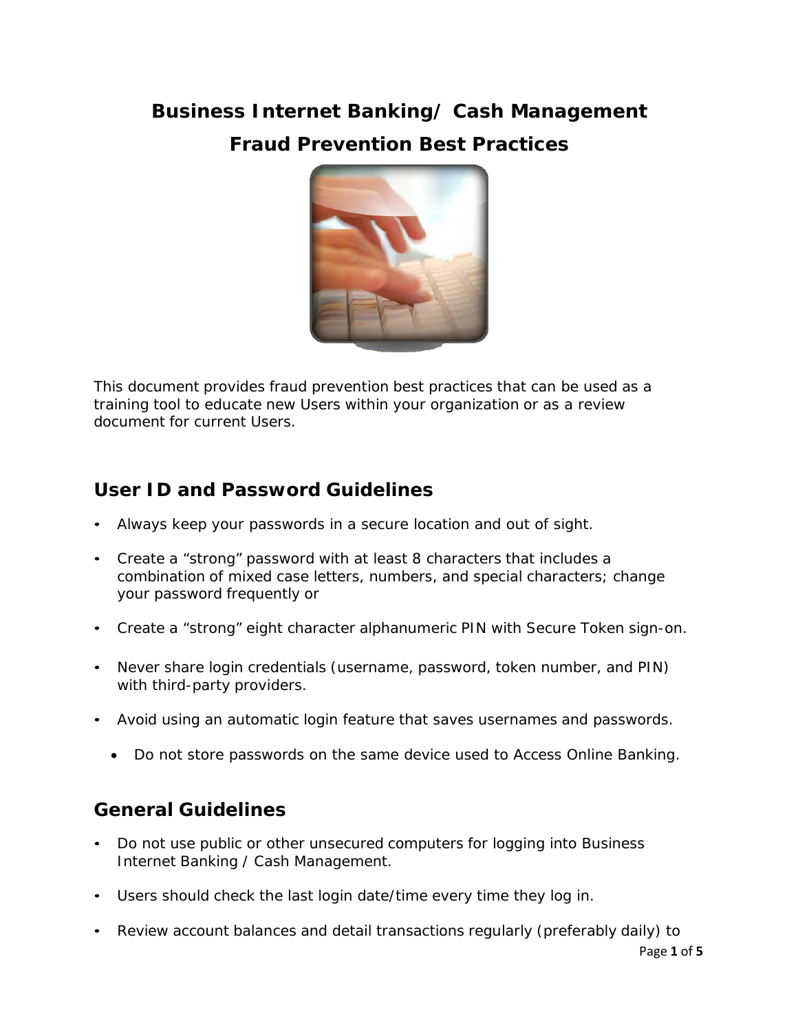# Business Internet Banking/ Cash Management
# Fraud Prevention Best Practices

This document provides fraud prevention best practices that can be used as a training tool to educate new Users within your organization or as a review document for current Users.

## User ID and Password Guidelines

- Always keep your passwords in a secure location and out of sight.
- Create a "strong" password with at least 8 characters that includes a combination of mixed case letters, numbers, and special characters; change your password frequently or
- Create a "strong" eight character alphanumeric PIN with Secure Token sign-on.
- Never share login credentials (username, password, token number, and PIN) with third-party providers.
- Avoid using an automatic login feature that saves usernames and passwords.
  - Do not store passwords on the same device used to Access Online Banking.

## General Guidelines

- Do not use public or other unsecured computers for logging into Business Internet Banking / Cash Management.
- Users should check the last login date/time every time they log in.
- Review account balances and detail transactions regularly (preferably daily) to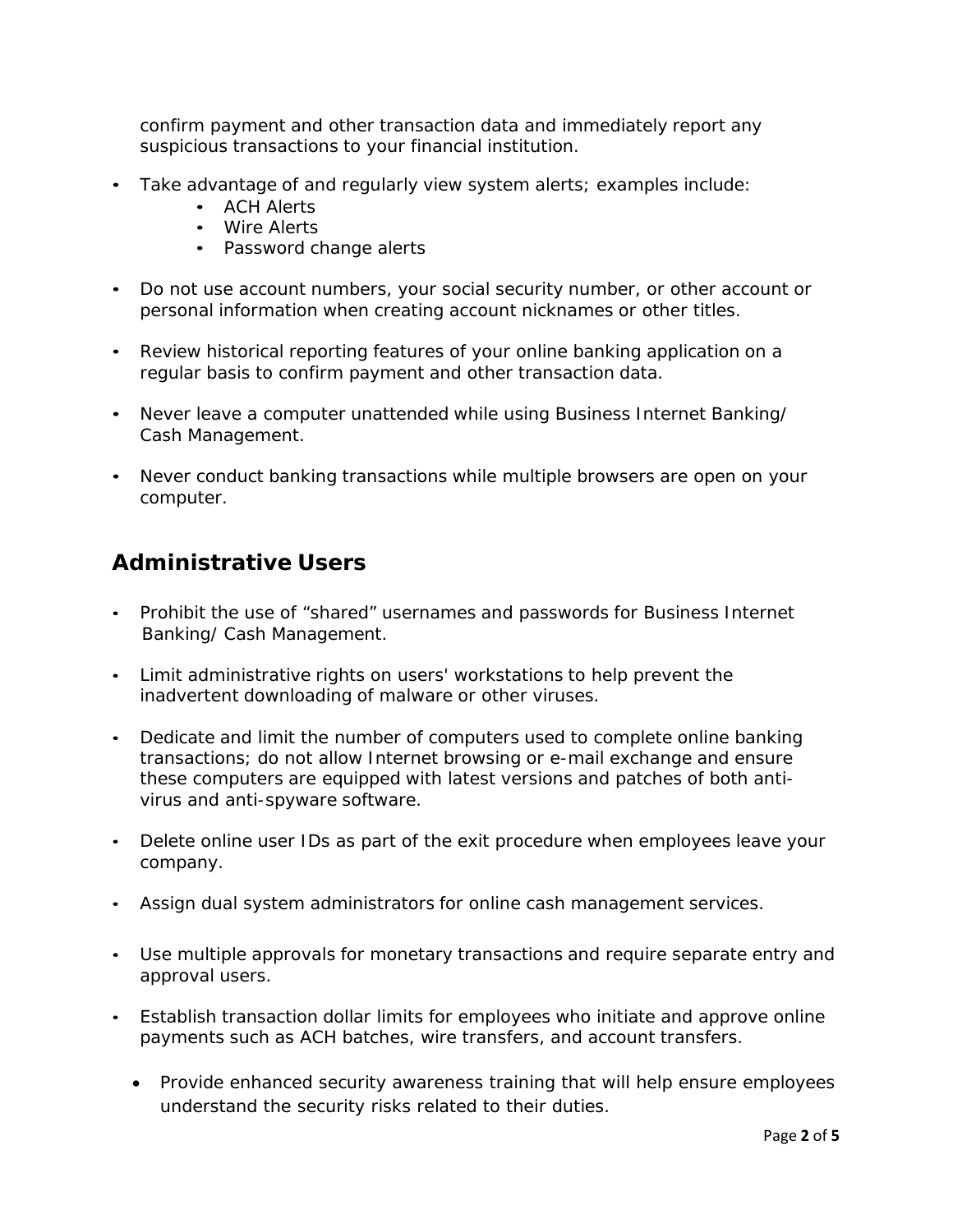confirm payment and other transaction data and immediately report any suspicious transactions to your financial institution.

- Take advantage of and regularly view system alerts; examples include:
  - ACH Alerts
  - Wire Alerts
  - Password change alerts
- Do not use account numbers, your social security number, or other account or personal information when creating account nicknames or other titles.
- Review historical reporting features of your online banking application on a regular basis to confirm payment and other transaction data.
- Never leave a computer unattended while using Business Internet Banking/ Cash Management.
- Never conduct banking transactions while multiple browsers are open on your computer.

## Administrative Users

- Prohibit the use of "shared" usernames and passwords for Business Internet Banking/ Cash Management.
- Limit administrative rights on users' workstations to help prevent the inadvertent downloading of malware or other viruses.
- Dedicate and limit the number of computers used to complete online banking transactions; do not allow Internet browsing or e-mail exchange and ensure these computers are equipped with latest versions and patches of both anti-virus and anti-spyware software.
- Delete online user IDs as part of the exit procedure when employees leave your company.
- Assign dual system administrators for online cash management services.
- Use multiple approvals for monetary transactions and require separate entry and approval users.
- Establish transaction dollar limits for employees who initiate and approve online payments such as ACH batches, wire transfers, and account transfers.
- Provide enhanced security awareness training that will help ensure employees understand the security risks related to their duties.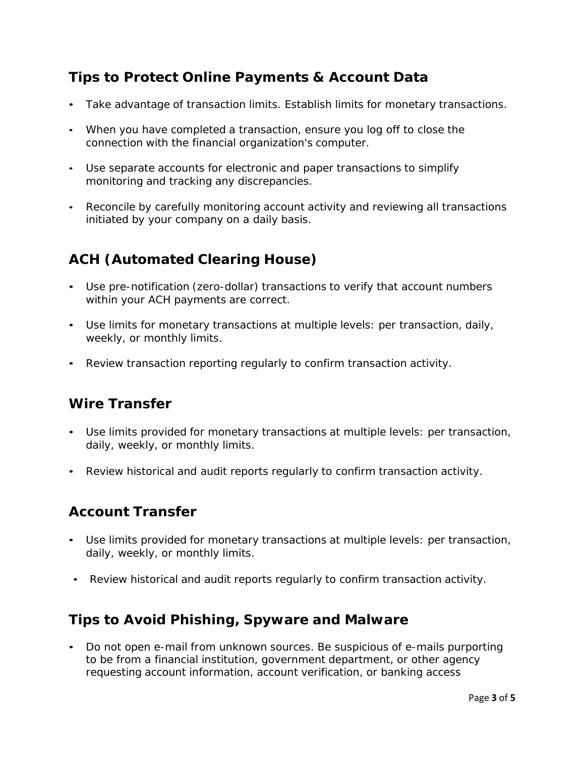## Tips to Protect Online Payments & Account Data

- Take advantage of transaction limits. Establish limits for monetary transactions.
- When you have completed a transaction, ensure you log off to close the connection with the financial organization's computer.
- Use separate accounts for electronic and paper transactions to simplify monitoring and tracking any discrepancies.
- Reconcile by carefully monitoring account activity and reviewing all transactions initiated by your company on a daily basis.

## ACH (Automated Clearing House)

- Use pre-notification (zero-dollar) transactions to verify that account numbers within your ACH payments are correct.
- Use limits for monetary transactions at multiple levels: per transaction, daily, weekly, or monthly limits.
- Review transaction reporting regularly to confirm transaction activity.

## Wire Transfer

- Use limits provided for monetary transactions at multiple levels: per transaction, daily, weekly, or monthly limits.
- Review historical and audit reports regularly to confirm transaction activity.

## Account Transfer

- Use limits provided for monetary transactions at multiple levels: per transaction, daily, weekly, or monthly limits.
- Review historical and audit reports regularly to confirm transaction activity.

## Tips to Avoid Phishing, Spyware and Malware

- Do not open e-mail from unknown sources. Be suspicious of e-mails purporting to be from a financial institution, government department, or other agency requesting account information, account verification, or banking access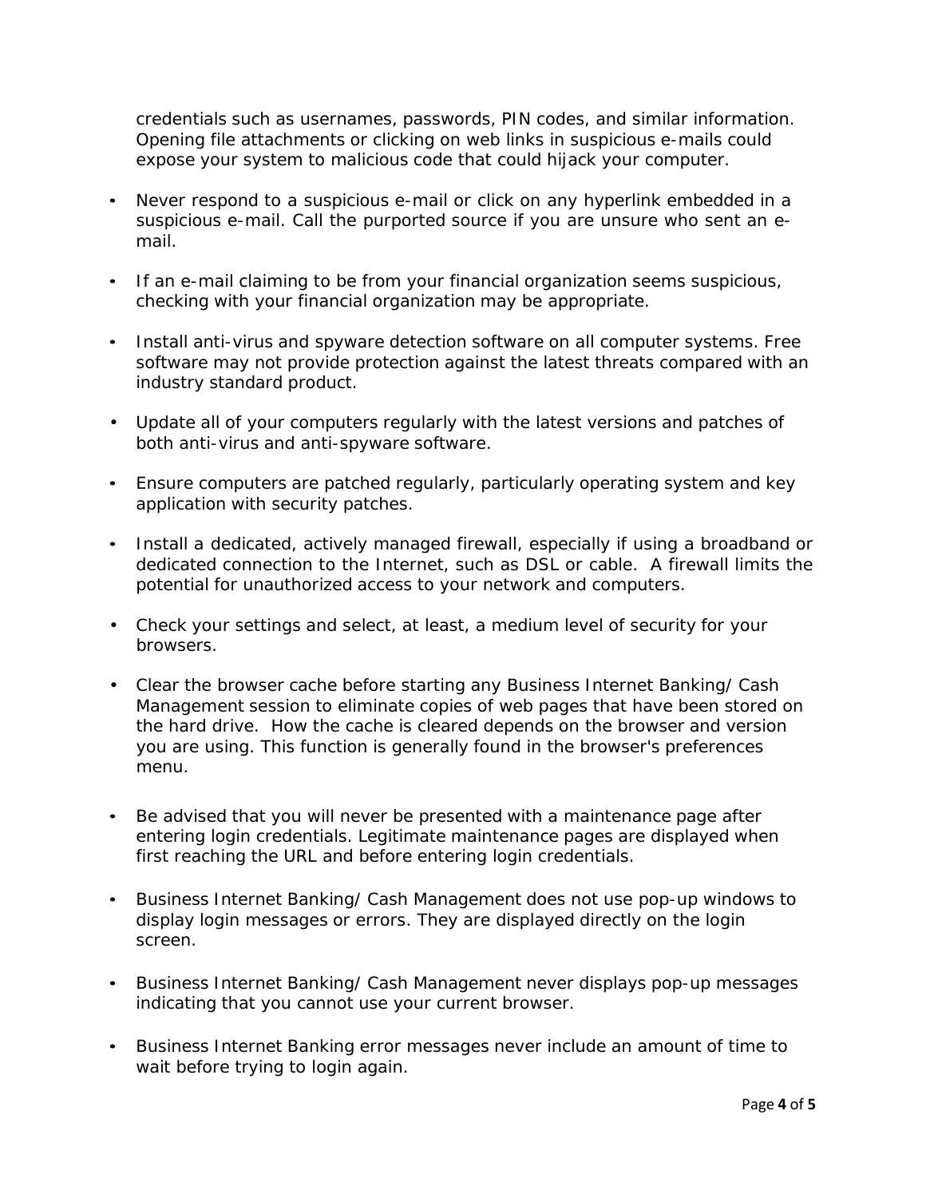credentials such as usernames, passwords, PIN codes, and similar information. Opening file attachments or clicking on web links in suspicious e-mails could expose your system to malicious code that could hijack your computer.

- Never respond to a suspicious e-mail or click on any hyperlink embedded in a suspicious e-mail. Call the purported source if you are unsure who sent an e-mail.

- If an e-mail claiming to be from your financial organization seems suspicious, checking with your financial organization may be appropriate.

- Install anti-virus and spyware detection software on all computer systems. Free software may not provide protection against the latest threats compared with an industry standard product.

- Update all of your computers regularly with the latest versions and patches of both anti-virus and anti-spyware software.

- Ensure computers are patched regularly, particularly operating system and key application with security patches.

- Install a dedicated, actively managed firewall, especially if using a broadband or dedicated connection to the Internet, such as DSL or cable. A firewall limits the potential for unauthorized access to your network and computers.

- Check your settings and select, at least, a medium level of security for your browsers.

- Clear the browser cache before starting any Business Internet Banking/ Cash Management session to eliminate copies of web pages that have been stored on the hard drive. How the cache is cleared depends on the browser and version you are using. This function is generally found in the browser's preferences menu.

- Be advised that you will never be presented with a maintenance page after entering login credentials. Legitimate maintenance pages are displayed when first reaching the URL and before entering login credentials.

- Business Internet Banking/ Cash Management does not use pop-up windows to display login messages or errors. They are displayed directly on the login screen.

- Business Internet Banking/ Cash Management never displays pop-up messages indicating that you cannot use your current browser.

- Business Internet Banking error messages never include an amount of time to wait before trying to login again.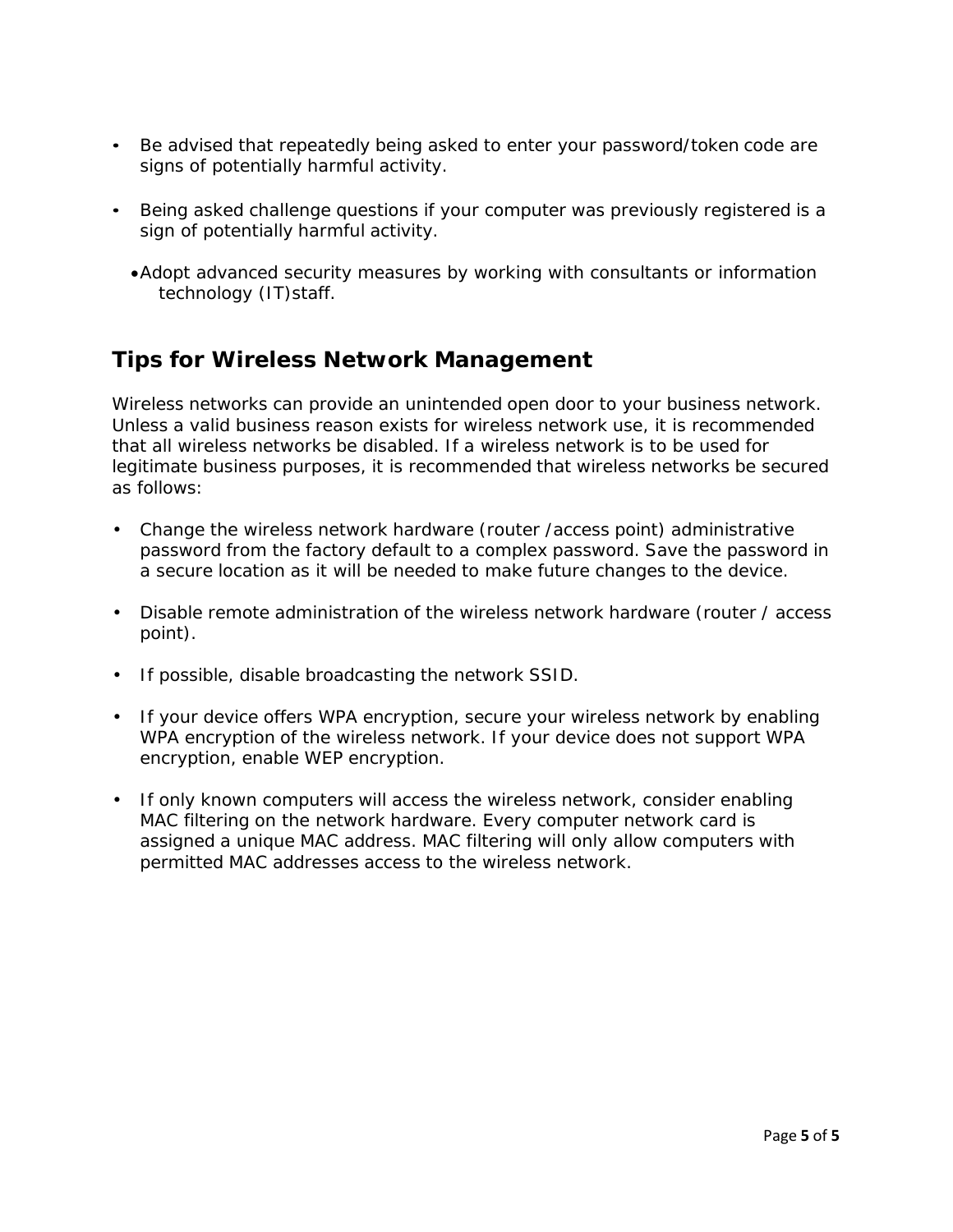- Be advised that repeatedly being asked to enter your password/token code are signs of potentially harmful activity.

- Being asked challenge questions if your computer was previously registered is a sign of potentially harmful activity.

- Adopt advanced security measures by working with consultants or information technology (IT)staff.

## Tips for Wireless Network Management

Wireless networks can provide an unintended open door to your business network. Unless a valid business reason exists for wireless network use, it is recommended that all wireless networks be disabled. If a wireless network is to be used for legitimate business purposes, it is recommended that wireless networks be secured as follows:

- Change the wireless network hardware (router /access point) administrative password from the factory default to a complex password. Save the password in a secure location as it will be needed to make future changes to the device.

- Disable remote administration of the wireless network hardware (router / access point).

- If possible, disable broadcasting the network SSID.

- If your device offers WPA encryption, secure your wireless network by enabling WPA encryption of the wireless network. If your device does not support WPA encryption, enable WEP encryption.

- If only known computers will access the wireless network, consider enabling MAC filtering on the network hardware. Every computer network card is assigned a unique MAC address. MAC filtering will only allow computers with permitted MAC addresses access to the wireless network.